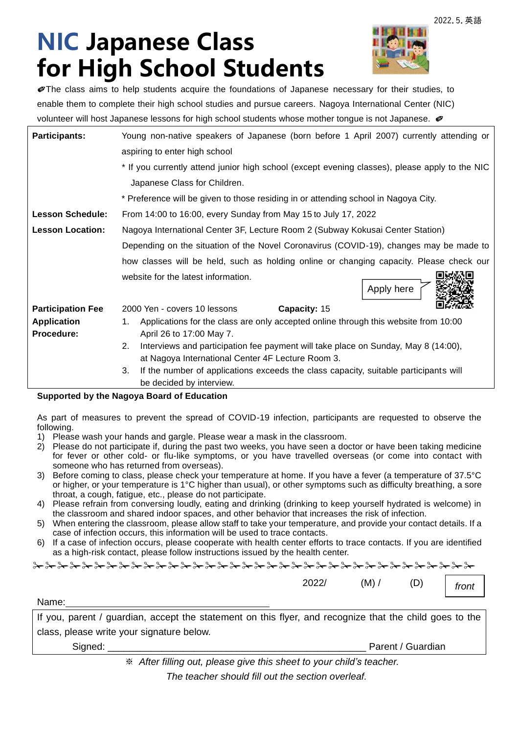2022.5.英語

# NIC Japanese Class for High School Students

✐The class aims to help students acquire the foundations of Japanese necessary for their studies, to enable them to complete their high school studies and pursue careers. Nagoya International Center (NIC) volunteer will host Japanese lessons for high school students whose mother tongue is not Japanese. ✐

| | |
|---|---|
| **Participants:** | Young non-native speakers of Japanese (born before 1 April 2007) currently attending or aspiring to enter high school<br>* If you currently attend junior high school (except evening classes), please apply to the NIC Japanese Class for Children.<br>* Preference will be given to those residing in or attending school in Nagoya City. |
| **Lesson Schedule:** | From 14:00 to 16:00, every Sunday from May 15 to July 17, 2022 |
| **Lesson Location:** | Nagoya International Center 3F, Lecture Room 2 (Subway Kokusai Center Station)<br>Depending on the situation of the Novel Coronavirus (COVID-19), changes may be made to how classes will be held, such as holding online or changing capacity. Please check our website for the latest information.<br>Apply here |
| **Participation Fee** | 2000 Yen - covers 10 lessons **Capacity:** 15 |
| **Application Procedure:** | 1. Applications for the class are only accepted online through this website from 10:00 April 26 to 17:00 May 7.<br>2. Interviews and participation fee payment will take place on Sunday, May 8 (14:00), at Nagoya International Center 4F Lecture Room 3.<br>3. If the number of applications exceeds the class capacity, suitable participants will be decided by interview. |

**Supported by the Nagoya Board of Education**

As part of measures to prevent the spread of COVID-19 infection, participants are requested to observe the following.

1) Please wash your hands and gargle. Please wear a mask in the classroom.
2) Please do not participate if, during the past two weeks, you have seen a doctor or have been taking medicine for fever or other cold- or flu-like symptoms, or you have travelled overseas (or come into contact with someone who has returned from overseas).
3) Before coming to class, please check your temperature at home. If you have a fever (a temperature of 37.5°C or higher, or your temperature is 1°C higher than usual), or other symptoms such as difficulty breathing, a sore throat, a cough, fatigue, etc., please do not participate.
4) Please refrain from conversing loudly, eating and drinking (drinking to keep yourself hydrated is welcome) in the classroom and shared indoor spaces, and other behavior that increases the risk of infection.
5) When entering the classroom, please allow staff to take your temperature, and provide your contact details. If a case of infection occurs, this information will be used to trace contacts.
6) If a case of infection occurs, please cooperate with health center efforts to trace contacts. If you are identified as a high-risk contact, please follow instructions issued by the health center.

✂✂✂✂✂✂✂✂✂✂✂✂✂✂✂✂✂✂✂✂✂✂✂✂✂✂✂✂✂✂✂✂✂✂✂✂

2022/ (M) / (D) *front*

Name:\_\_\_\_\_\_\_\_\_\_\_\_\_\_\_\_\_\_\_\_\_\_\_\_\_\_\_\_\_\_\_\_

If you, parent / guardian, accept the statement on this flyer, and recognize that the child goes to the class, please write your signature below.

Signed: \_\_\_\_\_\_\_\_\_\_\_\_\_\_\_\_\_\_\_\_\_\_\_\_\_\_\_\_\_\_\_\_\_\_\_\_\_\_\_\_ Parent / Guardian

※ *After filling out, please give this sheet to your child's teacher.*

*The teacher should fill out the section overleaf.*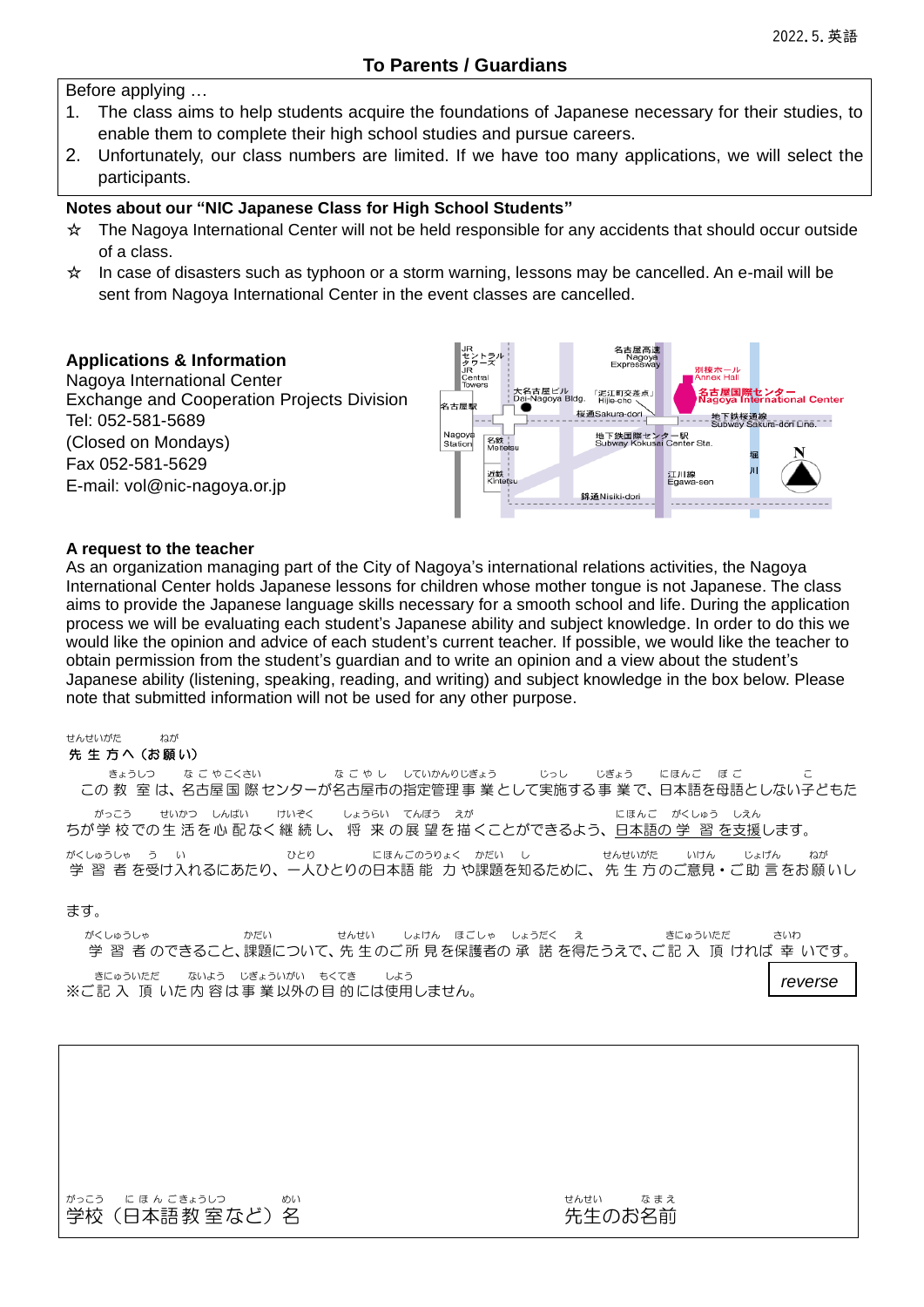2022.5.英語

## To Parents / Guardians

Before applying …

1. The class aims to help students acquire the foundations of Japanese necessary for their studies, to enable them to complete their high school studies and pursue careers.
2. Unfortunately, our class numbers are limited. If we have too many applications, we will select the participants.

**Notes about our "NIC Japanese Class for High School Students"**

☆ The Nagoya International Center will not be held responsible for any accidents that should occur outside of a class.

☆ In case of disasters such as typhoon or a storm warning, lessons may be cancelled. An e-mail will be sent from Nagoya International Center in the event classes are cancelled.

**Applications & Information**

Nagoya International Center
Exchange and Cooperation Projects Division
Tel: 052-581-5689
(Closed on Mondays)
Fax 052-581-5629
E-mail: vol@nic-nagoya.or.jp

JR セントラルタワーズ JR Central Towers
名古屋駅 Nagoya Station
名鉄 Meitetsu
近鉄 Kintetsu
大名古屋ビル Dai-Nagoya Bldg.
「泥江町交差点」 Hijie-cho
名古屋高速 Nagoya Expressway
別棟ホール Annex Hall
名古屋国際センター Nagoya International Center
桜通Sakura-dori
地下鉄桜通線 Subway Sakura-dori Line.
地下鉄国際センター駅 Subway Kokusai Center Sta.
堀川
江川線 Egawa-sen
錦通Nisiki-dori
N

**A request to the teacher**

As an organization managing part of the City of Nagoya's international relations activities, the Nagoya International Center holds Japanese lessons for children whose mother tongue is not Japanese. The class aims to provide the Japanese language skills necessary for a smooth school and life. During the application process we will be evaluating each student's Japanese ability and subject knowledge. In order to do this we would like the opinion and advice of each student's current teacher. If possible, we would like the teacher to obtain permission from the student's guardian and to write an opinion and a view about the student's Japanese ability (listening, speaking, reading, and writing) and subject knowledge in the box below. Please note that submitted information will not be used for any other purpose.

**先生方へ（お願い）**

この教室は、名古屋国際センターが名古屋市の指定管理事業として実施する事業で、日本語を母語としない子どもたちが学校での生活を心配なく継続し、将来の展望を描くことができるよう、日本語の学習を支援します。

学習者を受け入れるにあたり、一人ひとりの日本語能力や課題を知るために、先生方のご意見・ご助言をお願いします。

学習者のできること、課題について、先生のご所見を保護者の承諾を得たうえで、ご記入頂ければ幸いです。

※ご記入頂いた内容は事業以外の目的には使用しません。

*reverse*

| |
|---|
| |

学校（日本語教室など）名　　　　　　　　　　　　先生のお名前